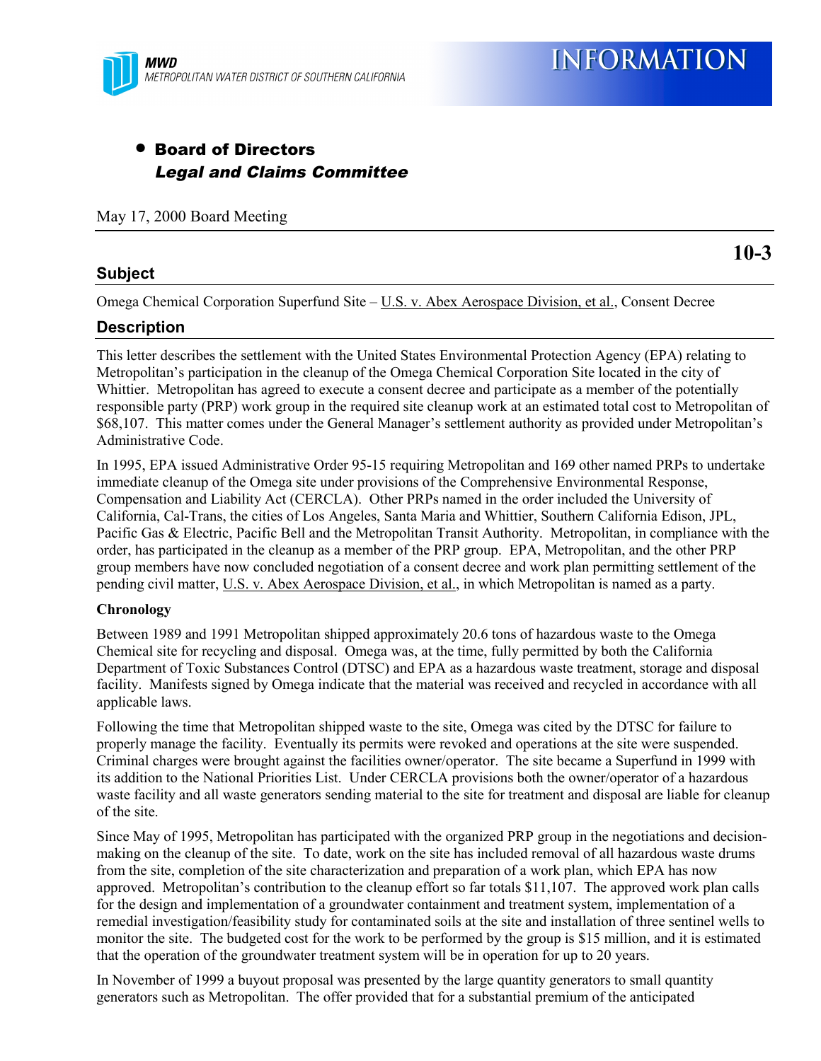MWD
METROPOLITAN WATER DISTRICT OF SOUTHERN CALIFORNIA

# INFORMATION

- **Board of Directors**
  ***Legal and Claims Committee***

May 17, 2000 Board Meeting

**10-3**

## Subject

Omega Chemical Corporation Superfund Site – U.S. v. Abex Aerospace Division, et al., Consent Decree

## Description

This letter describes the settlement with the United States Environmental Protection Agency (EPA) relating to Metropolitan's participation in the cleanup of the Omega Chemical Corporation Site located in the city of Whittier. Metropolitan has agreed to execute a consent decree and participate as a member of the potentially responsible party (PRP) work group in the required site cleanup work at an estimated total cost to Metropolitan of $68,107. This matter comes under the General Manager's settlement authority as provided under Metropolitan's Administrative Code.

In 1995, EPA issued Administrative Order 95-15 requiring Metropolitan and 169 other named PRPs to undertake immediate cleanup of the Omega site under provisions of the Comprehensive Environmental Response, Compensation and Liability Act (CERCLA). Other PRPs named in the order included the University of California, Cal-Trans, the cities of Los Angeles, Santa Maria and Whittier, Southern California Edison, JPL, Pacific Gas & Electric, Pacific Bell and the Metropolitan Transit Authority. Metropolitan, in compliance with the order, has participated in the cleanup as a member of the PRP group. EPA, Metropolitan, and the other PRP group members have now concluded negotiation of a consent decree and work plan permitting settlement of the pending civil matter, U.S. v. Abex Aerospace Division, et al., in which Metropolitan is named as a party.

**Chronology**

Between 1989 and 1991 Metropolitan shipped approximately 20.6 tons of hazardous waste to the Omega Chemical site for recycling and disposal. Omega was, at the time, fully permitted by both the California Department of Toxic Substances Control (DTSC) and EPA as a hazardous waste treatment, storage and disposal facility. Manifests signed by Omega indicate that the material was received and recycled in accordance with all applicable laws.

Following the time that Metropolitan shipped waste to the site, Omega was cited by the DTSC for failure to properly manage the facility. Eventually its permits were revoked and operations at the site were suspended. Criminal charges were brought against the facilities owner/operator. The site became a Superfund in 1999 with its addition to the National Priorities List. Under CERCLA provisions both the owner/operator of a hazardous waste facility and all waste generators sending material to the site for treatment and disposal are liable for cleanup of the site.

Since May of 1995, Metropolitan has participated with the organized PRP group in the negotiations and decision-making on the cleanup of the site. To date, work on the site has included removal of all hazardous waste drums from the site, completion of the site characterization and preparation of a work plan, which EPA has now approved. Metropolitan's contribution to the cleanup effort so far totals $11,107. The approved work plan calls for the design and implementation of a groundwater containment and treatment system, implementation of a remedial investigation/feasibility study for contaminated soils at the site and installation of three sentinel wells to monitor the site. The budgeted cost for the work to be performed by the group is $15 million, and it is estimated that the operation of the groundwater treatment system will be in operation for up to 20 years.

In November of 1999 a buyout proposal was presented by the large quantity generators to small quantity generators such as Metropolitan. The offer provided that for a substantial premium of the anticipated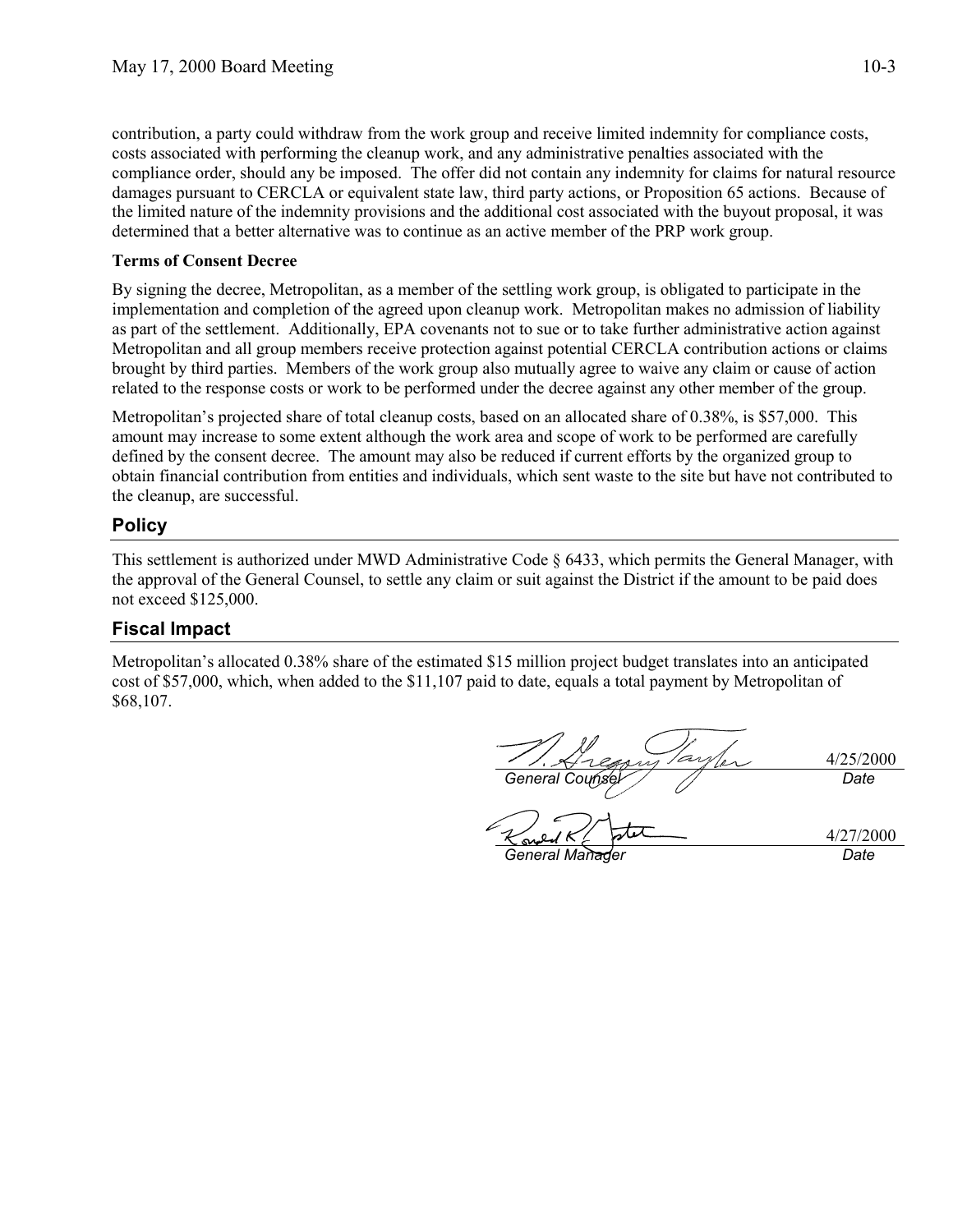contribution, a party could withdraw from the work group and receive limited indemnity for compliance costs, costs associated with performing the cleanup work, and any administrative penalties associated with the compliance order, should any be imposed. The offer did not contain any indemnity for claims for natural resource damages pursuant to CERCLA or equivalent state law, third party actions, or Proposition 65 actions. Because of the limited nature of the indemnity provisions and the additional cost associated with the buyout proposal, it was determined that a better alternative was to continue as an active member of the PRP work group.

**Terms of Consent Decree**

By signing the decree, Metropolitan, as a member of the settling work group, is obligated to participate in the implementation and completion of the agreed upon cleanup work. Metropolitan makes no admission of liability as part of the settlement. Additionally, EPA covenants not to sue or to take further administrative action against Metropolitan and all group members receive protection against potential CERCLA contribution actions or claims brought by third parties. Members of the work group also mutually agree to waive any claim or cause of action related to the response costs or work to be performed under the decree against any other member of the group.

Metropolitan's projected share of total cleanup costs, based on an allocated share of 0.38%, is $57,000. This amount may increase to some extent although the work area and scope of work to be performed are carefully defined by the consent decree. The amount may also be reduced if current efforts by the organized group to obtain financial contribution from entities and individuals, which sent waste to the site but have not contributed to the cleanup, are successful.

## Policy

This settlement is authorized under MWD Administrative Code § 6433, which permits the General Manager, with the approval of the General Counsel, to settle any claim or suit against the District if the amount to be paid does not exceed $125,000.

## Fiscal Impact

Metropolitan's allocated 0.38% share of the estimated $15 million project budget translates into an anticipated cost of $57,000, which, when added to the $11,107 paid to date, equals a total payment by Metropolitan of $68,107.

| | |
|---|---|
| N. Gregory Taylor | 4/25/2000 |
| *General Counsel* | *Date* |
| Ronald R. Gastelum | 4/27/2000 |
| *General Manager* | *Date* |